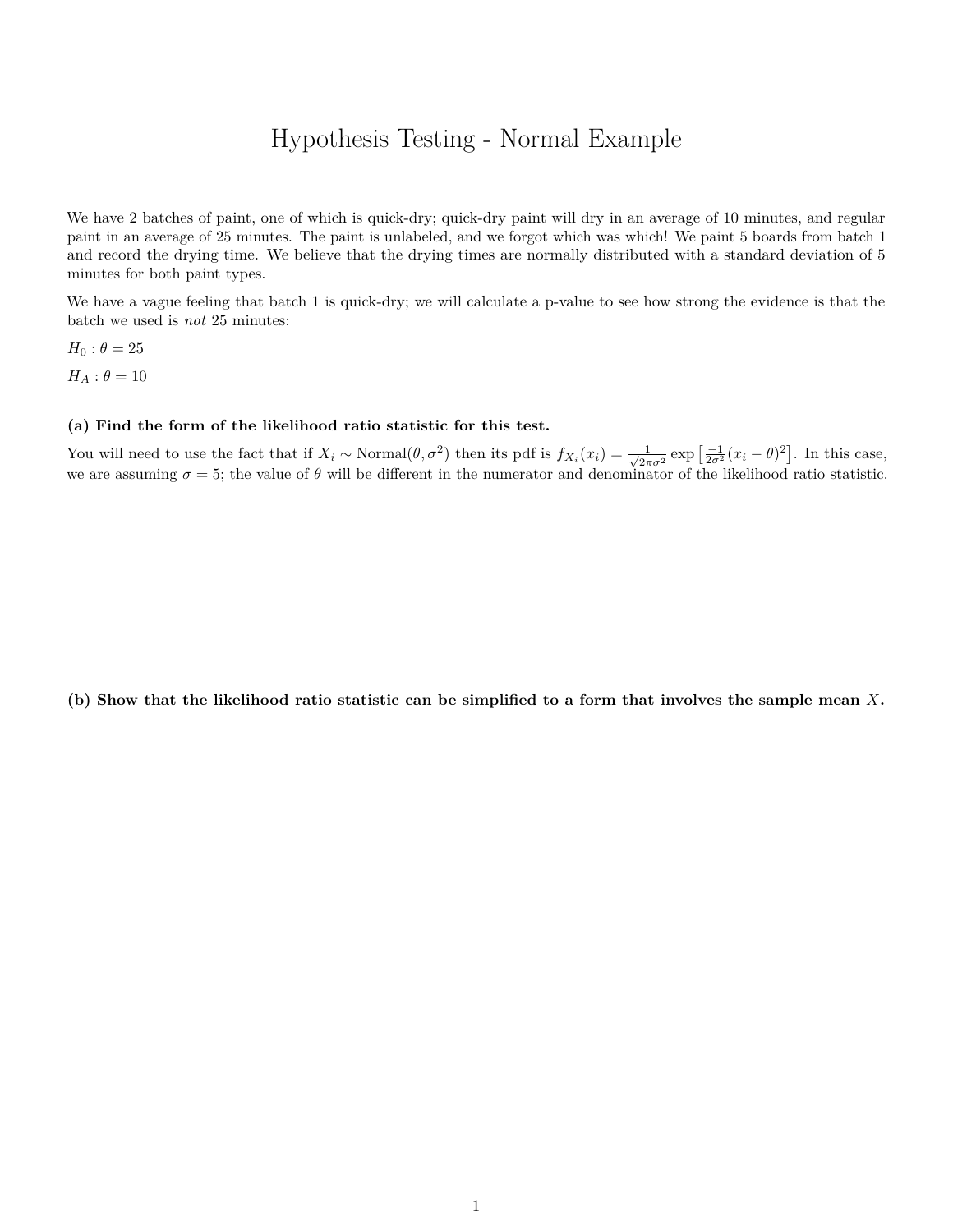# Hypothesis Testing - Normal Example

We have 2 batches of paint, one of which is quick-dry; quick-dry paint will dry in an average of 10 minutes, and regular paint in an average of 25 minutes. The paint is unlabeled, and we forgot which was which! We paint 5 boards from batch 1 and record the drying time. We believe that the drying times are normally distributed with a standard deviation of 5 minutes for both paint types.

We have a vague feeling that batch 1 is quick-dry; we will calculate a p-value to see how strong the evidence is that the batch we used is *not* 25 minutes:

$H_0 : \theta = 25$

$H_A : \theta = 10$

### (a) Find the form of the likelihood ratio statistic for this test.

You will need to use the fact that if $X_i \sim \text{Normal}(\theta, \sigma^2)$ then its pdf is $f_{X_i}(x_i) = \frac{1}{\sqrt{2\pi\sigma^2}} \exp\left[\frac{-1}{2\sigma^2}(x_i - \theta)^2\right]$. In this case, we are assuming $\sigma = 5$; the value of $\theta$ will be different in the numerator and denominator of the likelihood ratio statistic.

### (b) Show that the likelihood ratio statistic can be simplified to a form that involves the sample mean $\bar{X}$.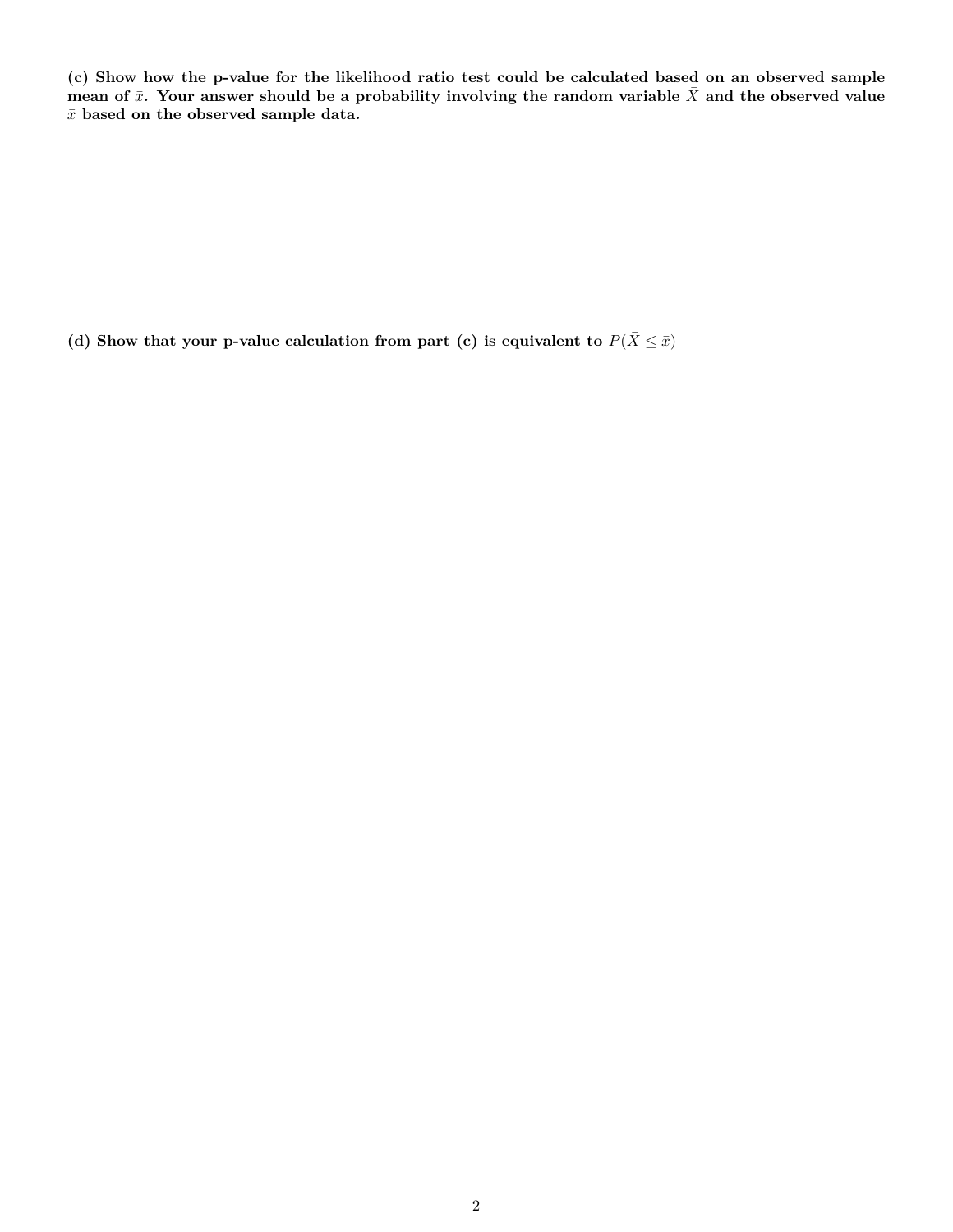**(c) Show how the p-value for the likelihood ratio test could be calculated based on an observed sample mean of $\bar{x}$. Your answer should be a probability involving the random variable $\bar{X}$ and the observed value $\bar{x}$ based on the observed sample data.**

**(d) Show that your p-value calculation from part (c) is equivalent to $P(\bar{X} \leq \bar{x})$**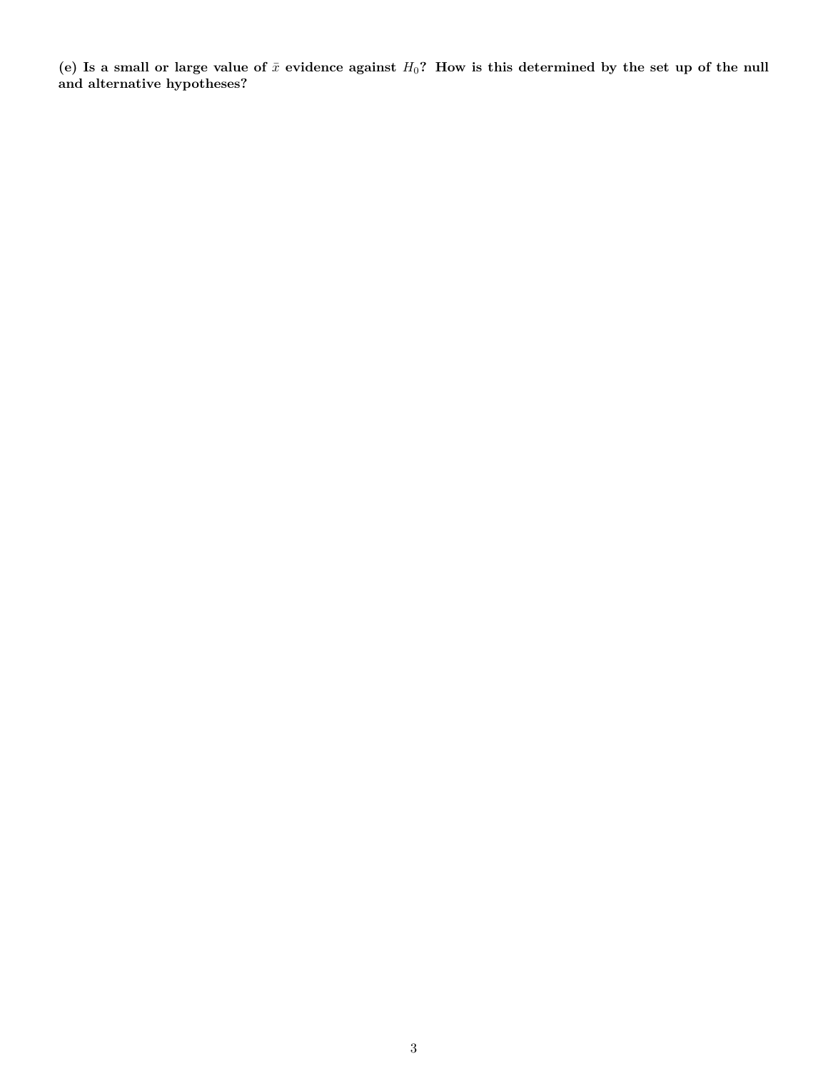**(e) Is a small or large value of $\bar{x}$ evidence against $H_0$? How is this determined by the set up of the null and alternative hypotheses?**